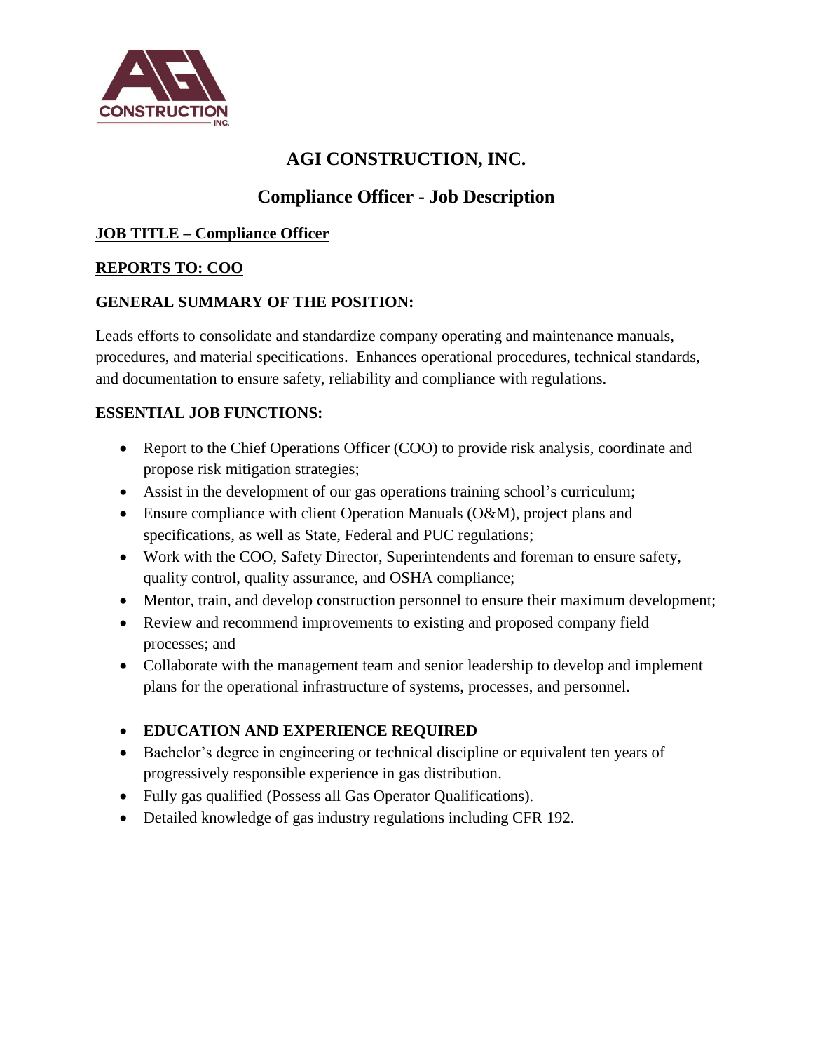# AGI CONSTRUCTION, INC.

## Compliance Officer - Job Description

**JOB TITLE – Compliance Officer**

**REPORTS TO: COO**

**GENERAL SUMMARY OF THE POSITION:**

Leads efforts to consolidate and standardize company operating and maintenance manuals, procedures, and material specifications. Enhances operational procedures, technical standards, and documentation to ensure safety, reliability and compliance with regulations.

**ESSENTIAL JOB FUNCTIONS:**

- Report to the Chief Operations Officer (COO) to provide risk analysis, coordinate and propose risk mitigation strategies;
- Assist in the development of our gas operations training school's curriculum;
- Ensure compliance with client Operation Manuals (O&M), project plans and specifications, as well as State, Federal and PUC regulations;
- Work with the COO, Safety Director, Superintendents and foreman to ensure safety, quality control, quality assurance, and OSHA compliance;
- Mentor, train, and develop construction personnel to ensure their maximum development;
- Review and recommend improvements to existing and proposed company field processes; and
- Collaborate with the management team and senior leadership to develop and implement plans for the operational infrastructure of systems, processes, and personnel.

- **EDUCATION AND EXPERIENCE REQUIRED**
- Bachelor's degree in engineering or technical discipline or equivalent ten years of progressively responsible experience in gas distribution.
- Fully gas qualified (Possess all Gas Operator Qualifications).
- Detailed knowledge of gas industry regulations including CFR 192.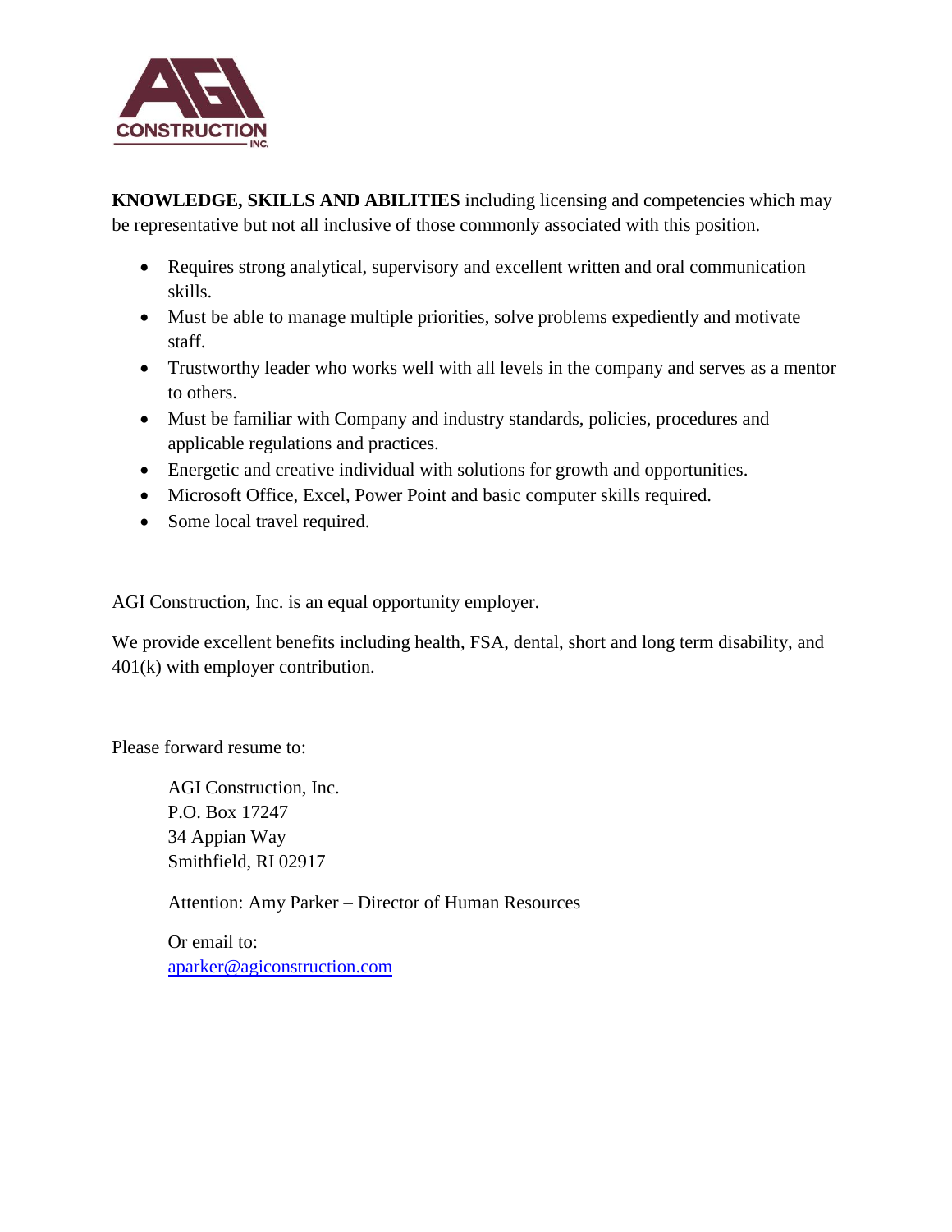**KNOWLEDGE, SKILLS AND ABILITIES** including licensing and competencies which may be representative but not all inclusive of those commonly associated with this position.

- Requires strong analytical, supervisory and excellent written and oral communication skills.
- Must be able to manage multiple priorities, solve problems expediently and motivate staff.
- Trustworthy leader who works well with all levels in the company and serves as a mentor to others.
- Must be familiar with Company and industry standards, policies, procedures and applicable regulations and practices.
- Energetic and creative individual with solutions for growth and opportunities.
- Microsoft Office, Excel, Power Point and basic computer skills required.
- Some local travel required.

AGI Construction, Inc. is an equal opportunity employer.

We provide excellent benefits including health, FSA, dental, short and long term disability, and 401(k) with employer contribution.

Please forward resume to:

AGI Construction, Inc.
P.O. Box 17247
34 Appian Way
Smithfield, RI 02917

Attention: Amy Parker – Director of Human Resources

Or email to:
aparker@agiconstruction.com